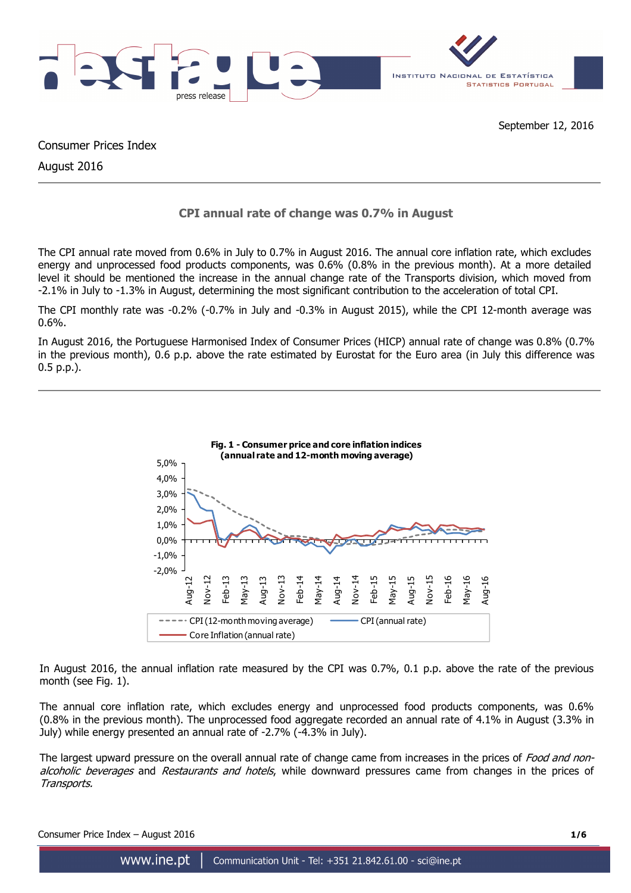September 12, 2016

Consumer Prices Index

August 2016

## CPI annual rate of change was 0.7% in August

The CPI annual rate moved from 0.6% in July to 0.7% in August 2016. The annual core inflation rate, which excludes energy and unprocessed food products components, was 0.6% (0.8% in the previous month). At a more detailed level it should be mentioned the increase in the annual change rate of the Transports division, which moved from -2.1% in July to -1.3% in August, determining the most significant contribution to the acceleration of total CPI.

The CPI monthly rate was -0.2% (-0.7% in July and -0.3% in August 2015), while the CPI 12-month average was 0.6%.

In August 2016, the Portuguese Harmonised Index of Consumer Prices (HICP) annual rate of change was 0.8% (0.7% in the previous month), 0.6 p.p. above the rate estimated by Eurostat for the Euro area (in July this difference was 0.5 p.p.).

**Fig. 1 - Consumer price and core inflation indices (annual rate and 12-month moving average)**

In August 2016, the annual inflation rate measured by the CPI was 0.7%, 0.1 p.p. above the rate of the previous month (see Fig. 1).

The annual core inflation rate, which excludes energy and unprocessed food products components, was 0.6% (0.8% in the previous month). The unprocessed food aggregate recorded an annual rate of 4.1% in August (3.3% in July) while energy presented an annual rate of -2.7% (-4.3% in July).

The largest upward pressure on the overall annual rate of change came from increases in the prices of *Food and non-alcoholic beverages* and *Restaurants and hotels*, while downward pressures came from changes in the prices of *Transports.*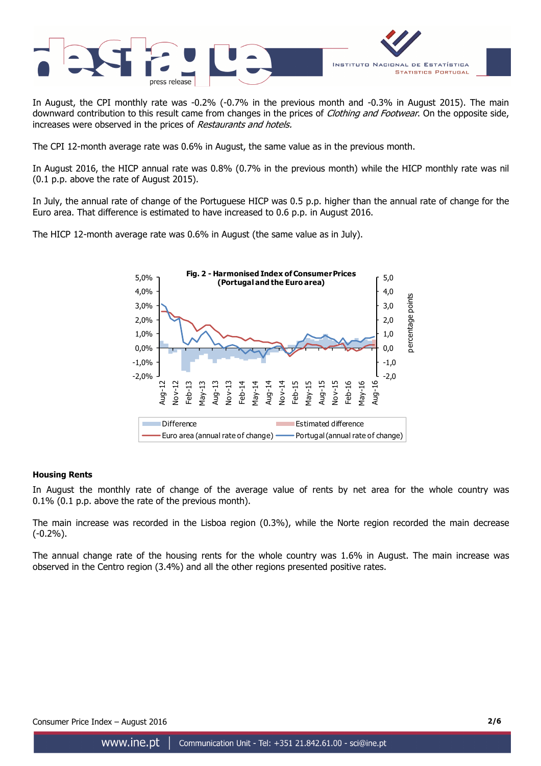In August, the CPI monthly rate was -0.2% (-0.7% in the previous month and -0.3% in August 2015). The main downward contribution to this result came from changes in the prices of *Clothing and Footwear*. On the opposite side, increases were observed in the prices of *Restaurants and hotels.*

The CPI 12-month average rate was 0.6% in August, the same value as in the previous month.

In August 2016, the HICP annual rate was 0.8% (0.7% in the previous month) while the HICP monthly rate was nil (0.1 p.p. above the rate of August 2015).

In July, the annual rate of change of the Portuguese HICP was 0.5 p.p. higher than the annual rate of change for the Euro area. That difference is estimated to have increased to 0.6 p.p. in August 2016.

The HICP 12-month average rate was 0.6% in August (the same value as in July).

**Fig. 2 - Harmonised Index of Consumer Prices (Portugal and the Euro area)**

### Housing Rents

In August the monthly rate of change of the average value of rents by net area for the whole country was 0.1% (0.1 p.p. above the rate of the previous month).

The main increase was recorded in the Lisboa region (0.3%), while the Norte region recorded the main decrease (-0.2%).

The annual change rate of the housing rents for the whole country was 1.6% in August. The main increase was observed in the Centro region (3.4%) and all the other regions presented positive rates.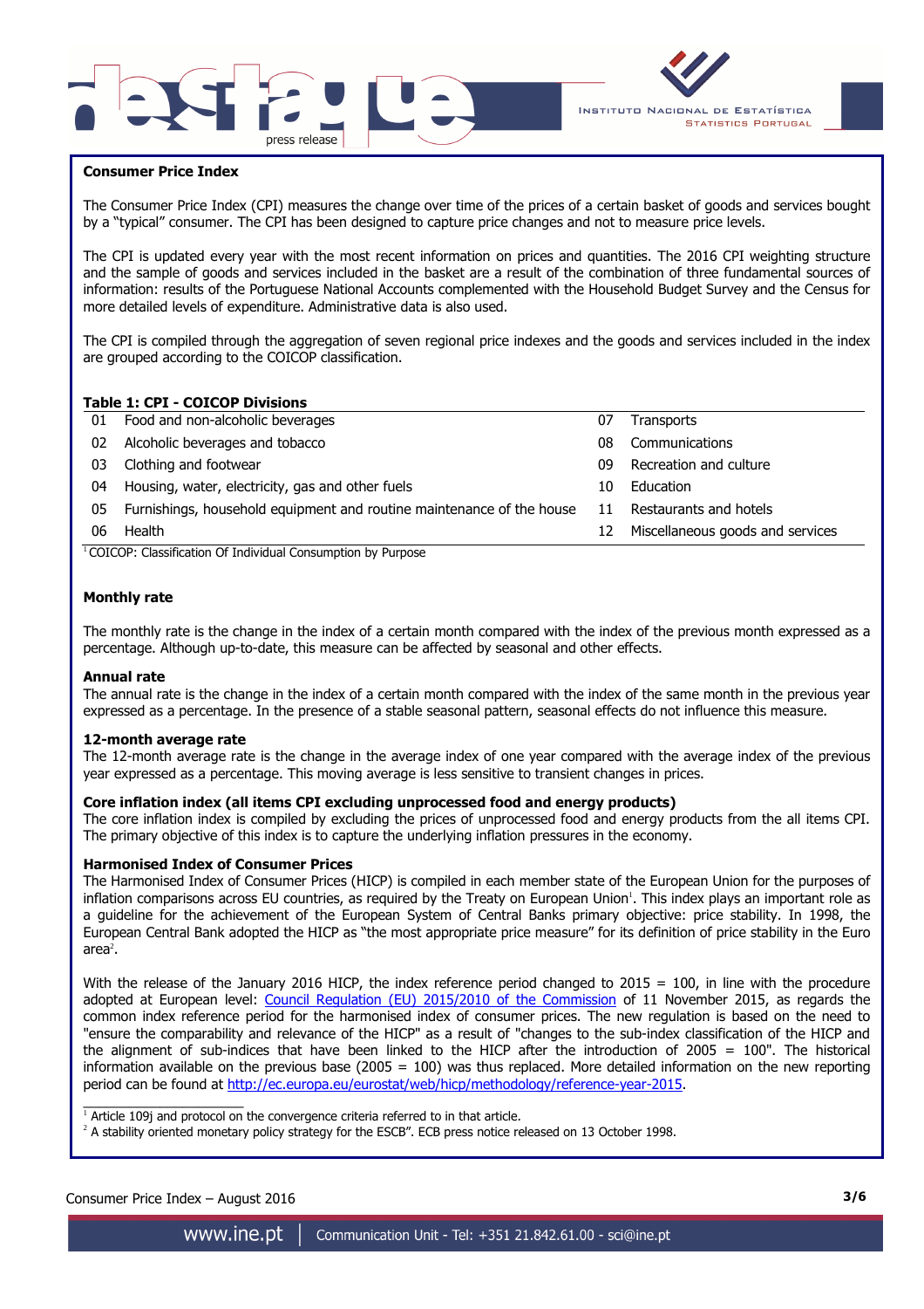**Consumer Price Index**

The Consumer Price Index (CPI) measures the change over time of the prices of a certain basket of goods and services bought by a "typical" consumer. The CPI has been designed to capture price changes and not to measure price levels.

The CPI is updated every year with the most recent information on prices and quantities. The 2016 CPI weighting structure and the sample of goods and services included in the basket are a result of the combination of three fundamental sources of information: results of the Portuguese National Accounts complemented with the Household Budget Survey and the Census for more detailed levels of expenditure. Administrative data is also used.

The CPI is compiled through the aggregation of seven regional price indexes and the goods and services included in the index are grouped according to the COICOP classification.

**Table 1: CPI - COICOP Divisions**

| | | | |
|---|---|---|---|
| 01 | Food and non-alcoholic beverages | 07 | Transports |
| 02 | Alcoholic beverages and tobacco | 08 | Communications |
| 03 | Clothing and footwear | 09 | Recreation and culture |
| 04 | Housing, water, electricity, gas and other fuels | 10 | Education |
| 05 | Furnishings, household equipment and routine maintenance of the house | 11 | Restaurants and hotels |
| 06 | Health | 12 | Miscellaneous goods and services |

[1] COICOP: Classification Of Individual Consumption by Purpose

**Monthly rate**

The monthly rate is the change in the index of a certain month compared with the index of the previous month expressed as a percentage. Although up-to-date, this measure can be affected by seasonal and other effects.

**Annual rate**

The annual rate is the change in the index of a certain month compared with the index of the same month in the previous year expressed as a percentage. In the presence of a stable seasonal pattern, seasonal effects do not influence this measure.

**12-month average rate**

The 12-month average rate is the change in the average index of one year compared with the average index of the previous year expressed as a percentage. This moving average is less sensitive to transient changes in prices.

**Core inflation index (all items CPI excluding unprocessed food and energy products)**

The core inflation index is compiled by excluding the prices of unprocessed food and energy products from the all items CPI. The primary objective of this index is to capture the underlying inflation pressures in the economy.

**Harmonised Index of Consumer Prices**

The Harmonised Index of Consumer Prices (HICP) is compiled in each member state of the European Union for the purposes of inflation comparisons across EU countries, as required by the Treaty on European Union[1]. This index plays an important role as a guideline for the achievement of the European System of Central Banks primary objective: price stability. In 1998, the European Central Bank adopted the HICP as "the most appropriate price measure" for its definition of price stability in the Euro area[2].

With the release of the January 2016 HICP, the index reference period changed to 2015 = 100, in line with the procedure adopted at European level: Council Regulation (EU) 2015/2010 of the Commission of 11 November 2015, as regards the common index reference period for the harmonised index of consumer prices. The new regulation is based on the need to "ensure the comparability and relevance of the HICP" as a result of "changes to the sub-index classification of the HICP and the alignment of sub-indices that have been linked to the HICP after the introduction of 2005 = 100". The historical information available on the previous base (2005 = 100) was thus replaced. More detailed information on the new reporting period can be found at http://ec.europa.eu/eurostat/web/hicp/methodology/reference-year-2015.

[1] Article 109j and protocol on the convergence criteria referred to in that article.

[2] A stability oriented monetary policy strategy for the ESCB". ECB press notice released on 13 October 1998.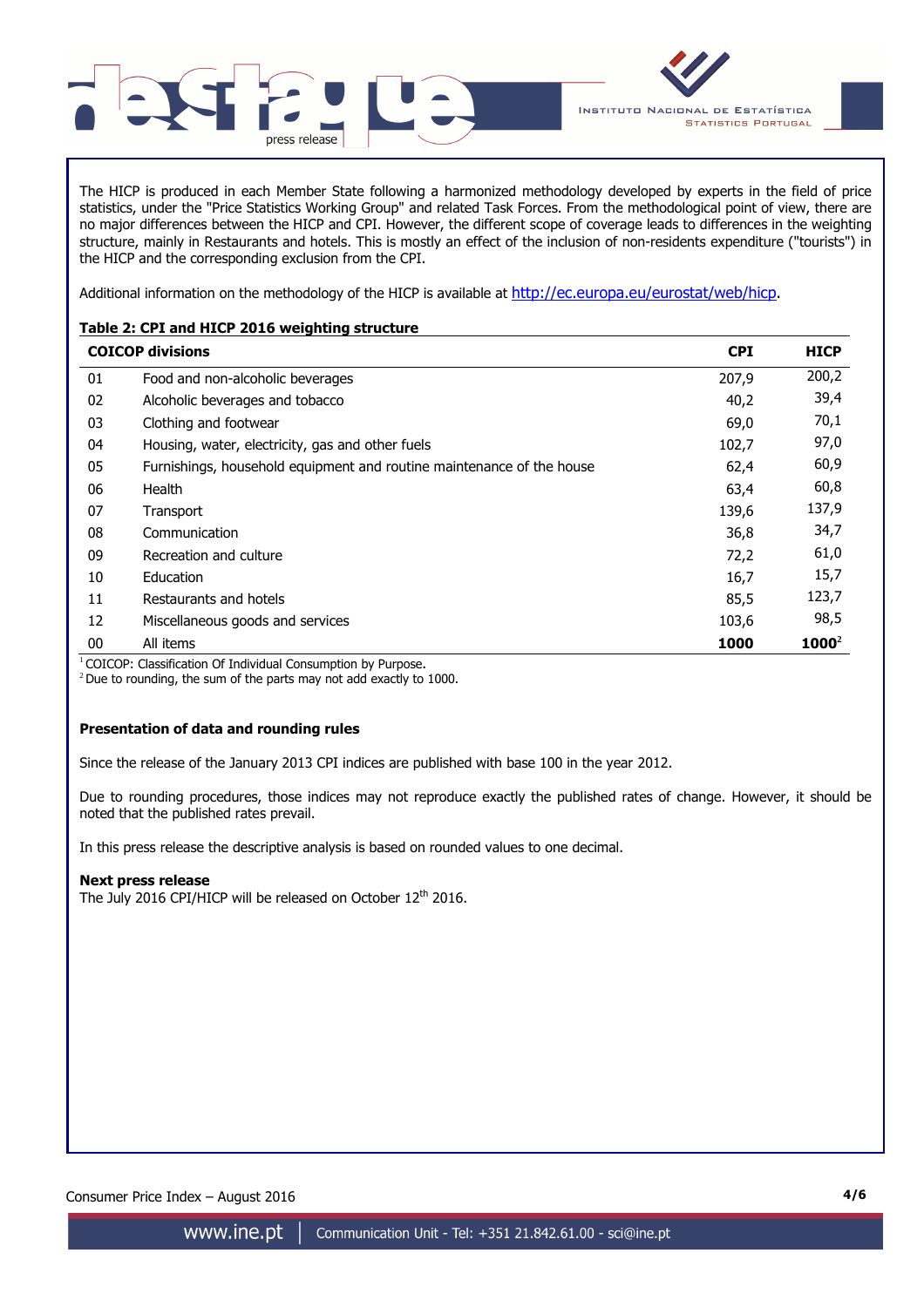The HICP is produced in each Member State following a harmonized methodology developed by experts in the field of price statistics, under the "Price Statistics Working Group" and related Task Forces. From the methodological point of view, there are no major differences between the HICP and CPI. However, the different scope of coverage leads to differences in the weighting structure, mainly in Restaurants and hotels. This is mostly an effect of the inclusion of non-residents expenditure ("tourists") in the HICP and the corresponding exclusion from the CPI.

Additional information on the methodology of the HICP is available at http://ec.europa.eu/eurostat/web/hicp.

**Table 2: CPI and HICP 2016 weighting structure**

| COICOP divisions |  | CPI | HICP |
|---|---|---|---|
| 01 | Food and non-alcoholic beverages | 207,9 | 200,2 |
| 02 | Alcoholic beverages and tobacco | 40,2 | 39,4 |
| 03 | Clothing and footwear | 69,0 | 70,1 |
| 04 | Housing, water, electricity, gas and other fuels | 102,7 | 97,0 |
| 05 | Furnishings, household equipment and routine maintenance of the house | 62,4 | 60,9 |
| 06 | Health | 63,4 | 60,8 |
| 07 | Transport | 139,6 | 137,9 |
| 08 | Communication | 36,8 | 34,7 |
| 09 | Recreation and culture | 72,2 | 61,0 |
| 10 | Education | 16,7 | 15,7 |
| 11 | Restaurants and hotels | 85,5 | 123,7 |
| 12 | Miscellaneous goods and services | 103,6 | 98,5 |
| 00 | All items | **1000** | **1000**[2] |

[1] COICOP: Classification Of Individual Consumption by Purpose.
[2] Due to rounding, the sum of the parts may not add exactly to 1000.

**Presentation of data and rounding rules**

Since the release of the January 2013 CPI indices are published with base 100 in the year 2012.

Due to rounding procedures, those indices may not reproduce exactly the published rates of change. However, it should be noted that the published rates prevail.

In this press release the descriptive analysis is based on rounded values to one decimal.

**Next press release**
The July 2016 CPI/HICP will be released on October 12th 2016.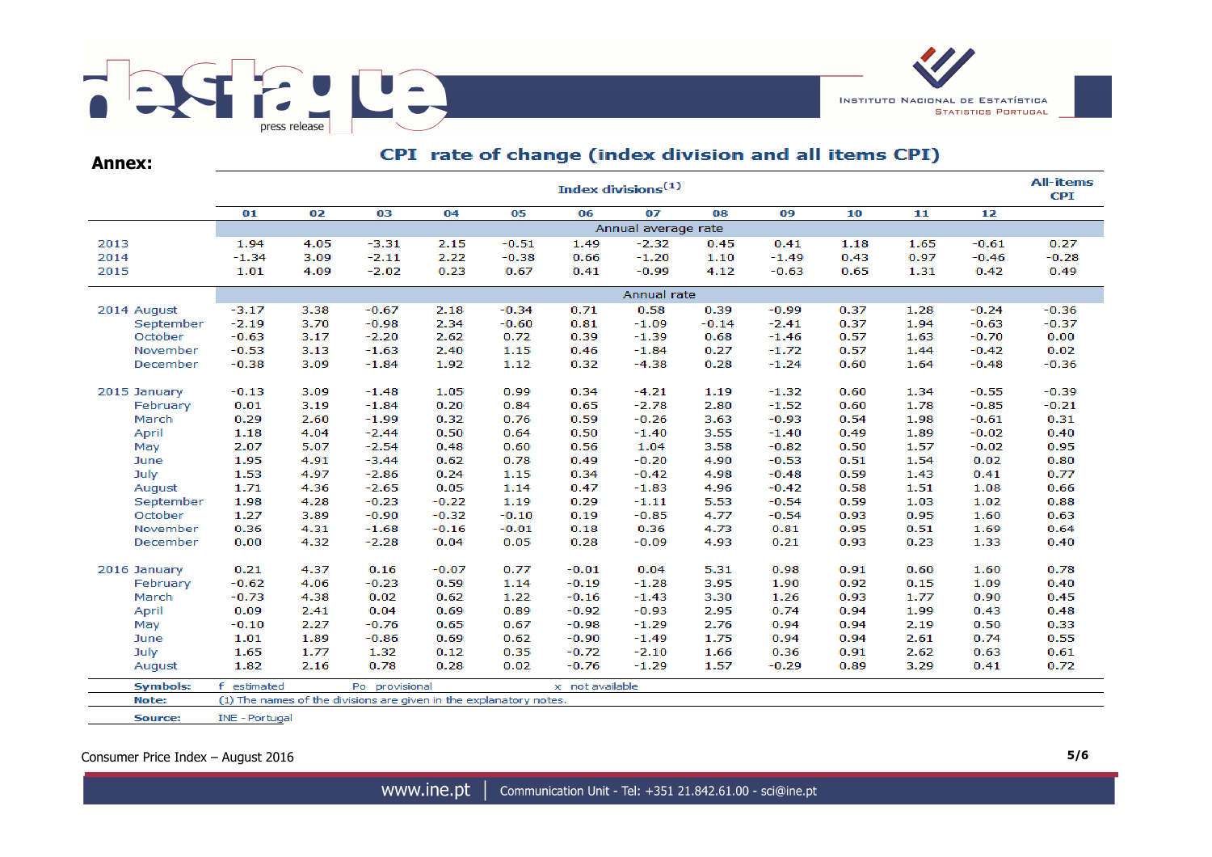## Annex:

### CPI rate of change (index division and all items CPI)

| | Index divisions(1) | | | | | | | | | | | | All-items CPI |
|---|---|---|---|---|---|---|---|---|---|---|---|---|---|
| | 01 | 02 | 03 | 04 | 05 | 06 | 07 | 08 | 09 | 10 | 11 | 12 | |
| | Annual average rate | | | | | | | | | | | | |
| 2013 | 1.94 | 4.05 | -3.31 | 2.15 | -0.51 | 1.49 | -2.32 | 0.45 | 0.41 | 1.18 | 1.65 | -0.61 | 0.27 |
| 2014 | -1.34 | 3.09 | -2.11 | 2.22 | -0.38 | 0.66 | -1.20 | 1.10 | -1.49 | 0.43 | 0.97 | -0.46 | -0.28 |
| 2015 | 1.01 | 4.09 | -2.02 | 0.23 | 0.67 | 0.41 | -0.99 | 4.12 | -0.63 | 0.65 | 1.31 | 0.42 | 0.49 |
| | Annual rate | | | | | | | | | | | | |
| 2014 August | -3.17 | 3.38 | -0.67 | 2.18 | -0.34 | 0.71 | 0.58 | 0.39 | -0.99 | 0.37 | 1.28 | -0.24 | -0.36 |
| September | -2.19 | 3.70 | -0.98 | 2.34 | -0.60 | 0.81 | -1.09 | -0.14 | -2.41 | 0.37 | 1.94 | -0.63 | -0.37 |
| October | -0.63 | 3.17 | -2.20 | 2.62 | 0.72 | 0.39 | -1.39 | 0.68 | -1.46 | 0.57 | 1.63 | -0.70 | 0.00 |
| November | -0.53 | 3.13 | -1.63 | 2.40 | 1.15 | 0.46 | -1.84 | 0.27 | -1.72 | 0.57 | 1.44 | -0.42 | 0.02 |
| December | -0.38 | 3.09 | -1.84 | 1.92 | 1.12 | 0.32 | -4.38 | 0.28 | -1.24 | 0.60 | 1.64 | -0.48 | -0.36 |
| 2015 January | -0.13 | 3.09 | -1.48 | 1.05 | 0.99 | 0.34 | -4.21 | 1.19 | -1.32 | 0.60 | 1.34 | -0.55 | -0.39 |
| February | 0.01 | 3.19 | -1.84 | 0.20 | 0.84 | 0.65 | -2.78 | 2.80 | -1.52 | 0.60 | 1.78 | -0.85 | -0.21 |
| March | 0.29 | 2.60 | -1.99 | 0.32 | 0.76 | 0.59 | -0.26 | 3.63 | -0.93 | 0.54 | 1.98 | -0.61 | 0.31 |
| April | 1.18 | 4.04 | -2.44 | 0.50 | 0.64 | 0.50 | -1.40 | 3.55 | -1.40 | 0.49 | 1.89 | -0.02 | 0.40 |
| May | 2.07 | 5.07 | -2.54 | 0.48 | 0.60 | 0.56 | 1.04 | 3.58 | -0.82 | 0.50 | 1.57 | -0.02 | 0.95 |
| June | 1.95 | 4.91 | -3.44 | 0.62 | 0.78 | 0.49 | -0.20 | 4.90 | -0.53 | 0.51 | 1.54 | 0.02 | 0.80 |
| July | 1.53 | 4.97 | -2.86 | 0.24 | 1.15 | 0.34 | -0.42 | 4.98 | -0.48 | 0.59 | 1.43 | 0.41 | 0.77 |
| August | 1.71 | 4.36 | -2.65 | 0.05 | 1.14 | 0.47 | -1.83 | 4.96 | -0.42 | 0.58 | 1.51 | 1.08 | 0.66 |
| September | 1.98 | 4.28 | -0.23 | -0.22 | 1.19 | 0.29 | -1.11 | 5.53 | -0.54 | 0.59 | 1.03 | 1.02 | 0.88 |
| October | 1.27 | 3.89 | -0.90 | -0.32 | -0.10 | 0.19 | -0.85 | 4.77 | -0.54 | 0.93 | 0.95 | 1.60 | 0.63 |
| November | 0.36 | 4.31 | -1.68 | -0.16 | -0.01 | 0.18 | 0.36 | 4.73 | 0.81 | 0.95 | 0.51 | 1.69 | 0.64 |
| December | 0.00 | 4.32 | -2.28 | 0.04 | 0.05 | 0.28 | -0.09 | 4.93 | 0.21 | 0.93 | 0.23 | 1.33 | 0.40 |
| 2016 January | 0.21 | 4.37 | 0.16 | -0.07 | 0.77 | -0.01 | 0.04 | 5.31 | 0.98 | 0.91 | 0.60 | 1.60 | 0.78 |
| February | -0.62 | 4.06 | -0.23 | 0.59 | 1.14 | -0.19 | -1.28 | 3.95 | 1.90 | 0.92 | 0.15 | 1.09 | 0.40 |
| March | -0.73 | 4.38 | 0.02 | 0.62 | 1.22 | -0.16 | -1.43 | 3.30 | 1.26 | 0.93 | 1.77 | 0.90 | 0.45 |
| April | 0.09 | 2.41 | 0.04 | 0.69 | 0.89 | -0.92 | -0.93 | 2.95 | 0.74 | 0.94 | 1.99 | 0.43 | 0.48 |
| May | -0.10 | 2.27 | -0.76 | 0.65 | 0.67 | -0.98 | -1.29 | 2.76 | 0.94 | 0.94 | 2.19 | 0.50 | 0.33 |
| June | 1.01 | 1.89 | -0.86 | 0.69 | 0.62 | -0.90 | -1.49 | 1.75 | 0.94 | 0.94 | 2.61 | 0.74 | 0.55 |
| July | 1.65 | 1.77 | 1.32 | 0.12 | 0.35 | -0.72 | -2.10 | 1.66 | 0.36 | 0.91 | 2.62 | 0.63 | 0.61 |
| August | 1.82 | 2.16 | 0.78 | 0.28 | 0.02 | -0.76 | -1.29 | 1.57 | -0.29 | 0.89 | 3.29 | 0.41 | 0.72 |

**Symbols:** f estimated Po provisional x not available

**Note:** (1) The names of the divisions are given in the explanatory notes.

**Source:** INE - Portugal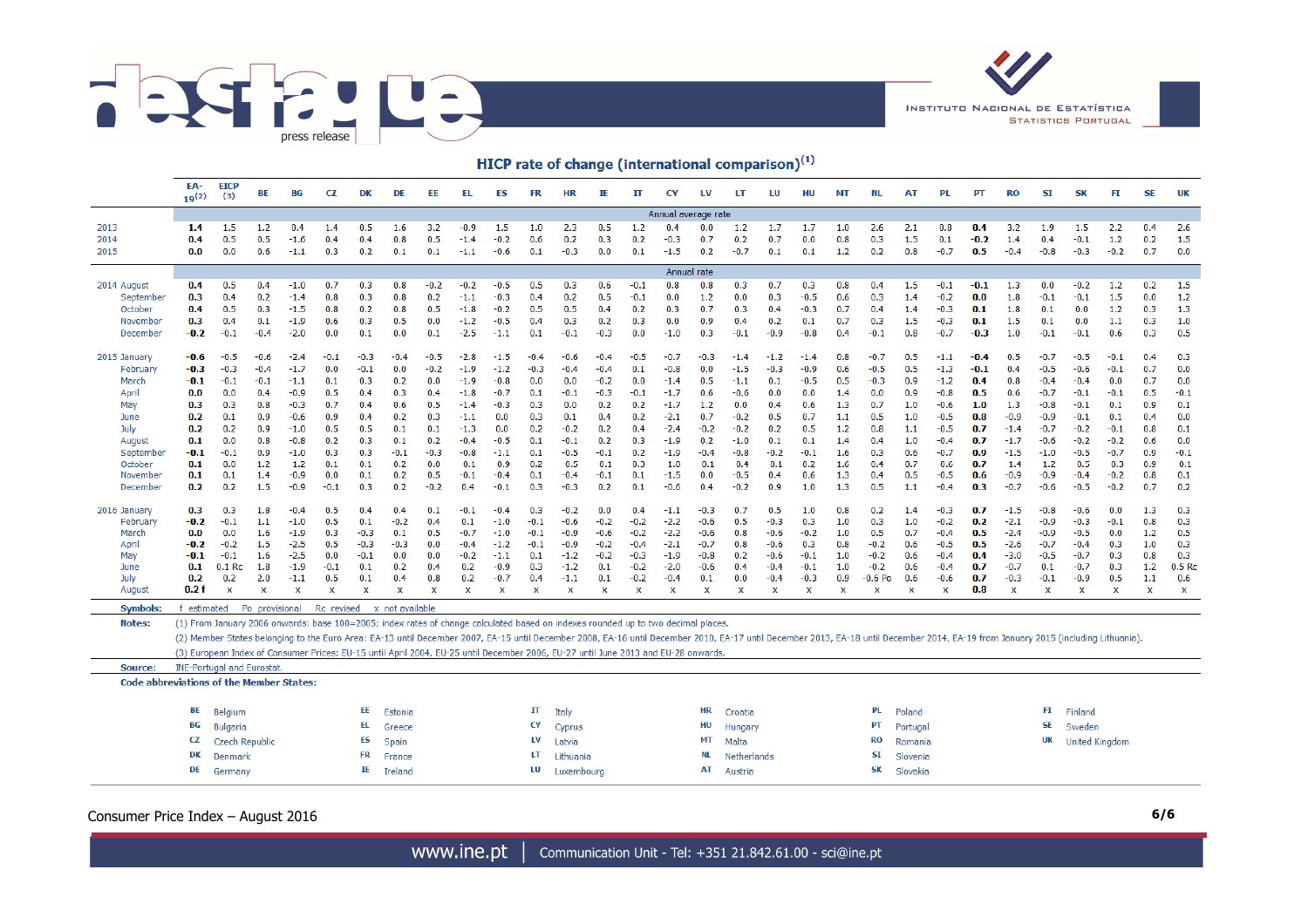## HICP rate of change (international comparison)[1]

| | EA-19[2] | EICP (3) | BE | BG | CZ | DK | DE | EE | EL | ES | FR | HR | IE | IT | CY | LV | LT | LU | HU | MT | NL | AT | PL | PT | RO | SI | SK | FI | SE | UK |
|---|---|---|---|---|---|---|---|---|---|---|---|---|---|---|---|---|---|---|---|---|---|---|---|---|---|---|---|---|---|---|
| **Annual average rate** | | | | | | | | | | | | | | | | | | | | | | | | | | | | | | |
| 2013 | **1.4** | 1.5 | 1.2 | 0.4 | 1.4 | 0.5 | 1.6 | 3.2 | -0.9 | 1.5 | 1.0 | 2.3 | 0.5 | 1.2 | 0.4 | 0.0 | 1.2 | 1.7 | 1.7 | 1.0 | 2.6 | 2.1 | 0.8 | **0.4** | 3.2 | 1.9 | 1.5 | 2.2 | 0.4 | 2.6 |
| 2014 | **0.4** | 0.5 | 0.5 | -1.6 | 0.4 | 0.4 | 0.8 | 0.5 | -1.4 | -0.2 | 0.6 | 0.2 | 0.3 | 0.2 | -0.3 | 0.7 | 0.2 | 0.7 | 0.0 | 0.8 | 0.3 | 1.5 | 0.1 | **-0.2** | 1.4 | 0.4 | -0.1 | 1.2 | 0.2 | 1.5 |
| 2015 | **0.0** | 0.0 | 0.6 | -1.1 | 0.3 | 0.2 | 0.1 | 0.1 | -1.1 | -0.6 | 0.1 | -0.3 | 0.0 | 0.1 | -1.5 | 0.2 | -0.7 | 0.1 | 0.1 | 1.2 | 0.2 | 0.8 | -0.7 | **0.5** | -0.4 | -0.8 | -0.3 | -0.2 | 0.7 | 0.0 |
| **Annual rate** | | | | | | | | | | | | | | | | | | | | | | | | | | | | | | |
| 2014 August | **0.4** | 0.5 | 0.4 | -1.0 | 0.7 | 0.3 | 0.8 | -0.2 | -0.2 | -0.5 | 0.5 | 0.3 | 0.6 | -0.1 | 0.8 | 0.8 | 0.3 | 0.7 | 0.3 | 0.8 | 0.4 | 1.5 | -0.1 | **-0.1** | 1.3 | 0.0 | -0.2 | 1.2 | 0.2 | 1.5 |
| September | **0.3** | 0.4 | 0.2 | -1.4 | 0.8 | 0.3 | 0.8 | 0.2 | -1.1 | -0.3 | 0.4 | 0.2 | 0.5 | -0.1 | 0.0 | 1.2 | 0.0 | 0.3 | -0.5 | 0.6 | 0.3 | 1.4 | -0.2 | **0.0** | 1.8 | -0.1 | -0.1 | 1.5 | 0.0 | 1.2 |
| October | **0.4** | 0.5 | 0.3 | -1.5 | 0.8 | 0.2 | 0.8 | 0.5 | -1.8 | -0.2 | 0.5 | 0.5 | 0.4 | 0.2 | 0.3 | 0.7 | 0.3 | 0.4 | -0.3 | 0.7 | 0.4 | 1.4 | -0.3 | **0.1** | 1.8 | 0.1 | 0.0 | 1.2 | 0.3 | 1.3 |
| November | **0.3** | 0.4 | 0.1 | -1.9 | 0.6 | 0.3 | 0.5 | 0.0 | -1.2 | -0.5 | 0.4 | 0.3 | 0.2 | 0.3 | 0.0 | 0.9 | 0.4 | 0.2 | 0.1 | 0.7 | 0.3 | 1.5 | -0.3 | **0.1** | 1.5 | 0.1 | 0.0 | 1.1 | 0.3 | 1.0 |
| December | **-0.2** | -0.1 | -0.4 | -2.0 | 0.0 | 0.1 | 0.0 | 0.1 | -2.5 | -1.1 | 0.1 | -0.1 | -0.3 | 0.0 | -1.0 | 0.3 | -0.1 | -0.9 | -0.8 | 0.4 | -0.1 | 0.8 | -0.7 | **-0.3** | 1.0 | -0.1 | -0.1 | 0.6 | 0.3 | 0.5 |
| 2015 January | **-0.6** | -0.5 | -0.6 | -2.4 | -0.1 | -0.3 | -0.4 | -0.5 | -2.8 | -1.5 | -0.4 | -0.6 | -0.4 | -0.5 | -0.7 | -0.3 | -1.4 | -1.2 | -1.4 | 0.8 | -0.7 | 0.5 | -1.1 | **-0.4** | 0.5 | -0.7 | -0.5 | -0.1 | 0.4 | 0.3 |
| February | **-0.3** | -0.3 | -0.4 | -1.7 | 0.0 | -0.1 | 0.0 | -0.2 | -1.9 | -1.2 | -0.3 | -0.4 | -0.4 | 0.1 | -0.8 | 0.0 | -1.5 | -0.3 | -0.9 | 0.6 | -0.5 | 0.5 | -1.3 | **-0.1** | 0.4 | -0.5 | -0.6 | -0.1 | 0.7 | 0.0 |
| March | **-0.1** | -0.1 | -0.1 | -1.1 | 0.1 | 0.3 | 0.2 | 0.0 | -1.9 | -0.8 | 0.0 | 0.0 | -0.2 | 0.0 | -1.4 | 0.5 | -1.1 | 0.1 | -0.5 | 0.5 | -0.3 | 0.9 | -1.2 | **0.4** | 0.8 | -0.4 | -0.4 | 0.0 | 0.7 | 0.0 |
| April | **0.0** | 0.0 | 0.4 | -0.9 | 0.5 | 0.4 | 0.3 | 0.4 | -1.8 | -0.7 | 0.1 | -0.1 | -0.3 | -0.1 | -1.7 | 0.6 | -0.6 | 0.0 | 0.0 | 1.4 | 0.0 | 0.9 | -0.8 | **0.5** | 0.6 | -0.7 | -0.1 | -0.1 | 0.5 | -0.1 |
| May | **0.3** | 0.3 | 0.8 | -0.3 | 0.7 | 0.4 | 0.6 | 0.5 | -1.4 | -0.3 | 0.3 | 0.0 | 0.2 | 0.2 | -1.7 | 1.2 | 0.0 | 0.4 | 0.6 | 1.3 | 0.7 | 1.0 | -0.6 | **1.0** | 1.3 | -0.8 | -0.1 | 0.1 | 0.9 | 0.1 |
| June | **0.2** | 0.1 | 0.9 | -0.6 | 0.9 | 0.4 | 0.2 | 0.3 | -1.1 | 0.0 | 0.3 | 0.1 | 0.4 | 0.2 | -2.1 | 0.7 | -0.2 | 0.5 | 0.7 | 1.1 | 0.5 | 1.0 | -0.5 | **0.8** | -0.9 | -0.9 | -0.1 | 0.1 | 0.4 | 0.0 |
| July | **0.2** | 0.2 | 0.9 | -1.0 | 0.5 | 0.5 | 0.1 | 0.1 | -1.3 | 0.0 | 0.2 | -0.2 | 0.2 | 0.4 | -2.4 | -0.2 | -0.2 | 0.2 | 0.5 | 1.2 | 0.8 | 1.1 | -0.5 | **0.7** | -1.4 | -0.7 | -0.2 | -0.1 | 0.8 | 0.1 |
| August | **0.1** | 0.0 | 0.8 | -0.8 | 0.2 | 0.3 | 0.1 | 0.2 | -0.4 | -0.5 | 0.1 | -0.1 | 0.2 | 0.3 | -1.9 | 0.2 | -1.0 | 0.1 | 0.1 | 1.4 | 0.4 | 1.0 | -0.4 | **0.7** | -1.7 | -0.6 | -0.2 | -0.2 | 0.6 | 0.0 |
| September | **-0.1** | -0.1 | 0.9 | -1.0 | 0.3 | 0.3 | -0.1 | -0.3 | -0.8 | -1.1 | 0.1 | -0.5 | -0.1 | 0.2 | -1.9 | -0.4 | -0.8 | -0.2 | -0.1 | 1.6 | 0.3 | 0.6 | -0.7 | **0.9** | -1.5 | -1.0 | -0.5 | -0.7 | 0.9 | -0.1 |
| October | **0.1** | 0.0 | 1.2 | -1.2 | 0.1 | 0.1 | 0.2 | 0.0 | 0.1 | -0.9 | 0.2 | 0.5 | 0.1 | 0.3 | -1.0 | 0.1 | 0.4 | 0.1 | 0.2 | 1.6 | 0.4 | 0.7 | -0.6 | **0.7** | -1.4 | -1.2 | -0.5 | -0.3 | 0.9 | -0.1 |
| November | **0.1** | 0.1 | 1.4 | -0.9 | 0.0 | 0.1 | 0.2 | 0.5 | -0.1 | -0.4 | 0.1 | -0.4 | -0.1 | 0.1 | -1.5 | 0.0 | -0.5 | 0.4 | 0.6 | 1.3 | 0.4 | 0.5 | -0.5 | **0.6** | -0.9 | -0.9 | -0.4 | -0.2 | 0.8 | 0.1 |
| December | **0.2** | 0.2 | 1.5 | -0.9 | -0.1 | 0.3 | 0.2 | -0.2 | 0.4 | -0.1 | 0.3 | -0.3 | 0.2 | 0.1 | -0.6 | 0.4 | -0.2 | 0.9 | 1.0 | 1.3 | 0.5 | 1.1 | -0.4 | **0.3** | -0.7 | -0.6 | -0.5 | -0.2 | 0.7 | 0.2 |
| 2016 January | **0.3** | 0.3 | 1.8 | -0.4 | 0.5 | 0.4 | 0.4 | 0.1 | -0.1 | -0.4 | 0.3 | -0.2 | 0.0 | 0.4 | -1.1 | -0.3 | 0.7 | 0.5 | 1.0 | 0.8 | 0.2 | 1.4 | -0.3 | **0.7** | -1.5 | -0.8 | -0.6 | 0.0 | 1.3 | 0.3 |
| February | **-0.2** | -0.1 | 1.1 | -1.0 | 0.5 | 0.1 | -0.2 | 0.4 | 0.1 | -1.0 | -0.1 | -0.6 | -0.2 | -0.2 | -2.2 | -0.6 | 0.5 | -0.3 | 0.3 | 1.0 | 0.3 | 1.0 | -0.2 | **0.2** | -2.1 | -0.9 | -0.3 | -0.1 | 0.8 | 0.3 |
| March | **0.0** | 0.0 | 1.6 | -1.9 | 0.3 | -0.3 | 0.1 | 0.5 | -0.7 | -1.0 | -0.1 | -0.9 | -0.6 | -0.2 | -2.2 | -0.6 | 0.8 | -0.6 | -0.2 | 1.0 | 0.5 | 0.7 | -0.4 | **0.5** | -2.4 | -0.9 | -0.5 | 0.0 | 1.2 | 0.5 |
| April | **-0.2** | -0.2 | 1.5 | -2.5 | 0.5 | -0.3 | -0.3 | 0.0 | -0.4 | -1.2 | -0.1 | -0.9 | -0.2 | -0.4 | -2.1 | -0.7 | 0.8 | -0.6 | 0.3 | 0.8 | -0.2 | 0.6 | -0.5 | **0.5** | -2.6 | -0.7 | -0.4 | 0.3 | 1.0 | 0.3 |
| May | **-0.1** | -0.1 | 1.6 | -2.5 | 0.0 | -0.1 | 0.0 | 0.0 | -0.2 | -1.1 | 0.1 | -1.2 | -0.2 | -0.3 | -1.9 | -0.8 | 0.2 | -0.6 | -0.1 | 1.0 | -0.2 | 0.6 | -0.4 | **0.4** | -3.0 | -0.5 | -0.7 | 0.3 | 0.8 | 0.3 |
| June | **0.1** | 0.1 Rc | 1.8 | -1.9 | -0.1 | 0.1 | 0.2 | 0.4 | 0.2 | -0.9 | 0.3 | -1.2 | 0.1 | -0.2 | -2.0 | -0.6 | 0.4 | -0.4 | -0.1 | 1.0 | -0.2 | 0.6 | -0.4 | **0.7** | -0.7 | 0.1 | -0.7 | 0.3 | 1.2 | 0.5 Rc |
| July | **0.2** | 0.2 | 2.0 | -1.1 | 0.5 | 0.1 | 0.4 | 0.8 | 0.2 | -0.7 | 0.4 | -1.1 | 0.1 | -0.2 | -0.4 | 0.1 | 0.0 | -0.4 | -0.3 | 0.9 | -0.6 Po | 0.6 | -0.6 | **0.7** | -0.3 | -0.1 | -0.9 | 0.5 | 1.1 | 0.6 |
| August | **0.2 f** | x | x | x | x | x | x | x | x | x | x | x | x | x | x | x | x | x | x | x | x | x | x | **0.8** | x | x | x | x | x | x |

**Symbols:** f estimated  Po provisional  Rc revised  x not available

**Notes:**
(1) From January 2006 onwards: base 100=2005; index rates of change calculated based on indexes rounded up to two decimal places.
(2) Member States belonging to the Euro Area: EA-13 until December 2007, EA-15 until December 2008, EA-16 until December 2010, EA-17 until December 2013, EA-18 until December 2014, EA-19 from January 2015 (including Lithuania).
(3) European Index of Consumer Prices: EU-15 until April 2004, EU-25 until December 2006, EU-27 until June 2013 and EU-28 onwards.

**Source:** INE-Portugal and Eurostat.

**Code abbreviations of the Member States:**

| | | | | | |
|---|---|---|---|---|---|
| BE Belgium | EE Estonia | IT Italy | HR Croatia | PL Poland | FI Finland |
| BG Bulgaria | EL Greece | CY Cyprus | HU Hungary | PT Portugal | SE Sweden |
| CZ Czech Republic | ES Spain | LV Latvia | MT Malta | RO Romania | UK United Kingdom |
| DK Denmark | FR France | LT Lithuania | NL Netherlands | SI Slovenia | |
| DE Germany | IE Ireland | LU Luxembourg | AT Austria | SK Slovakia | |